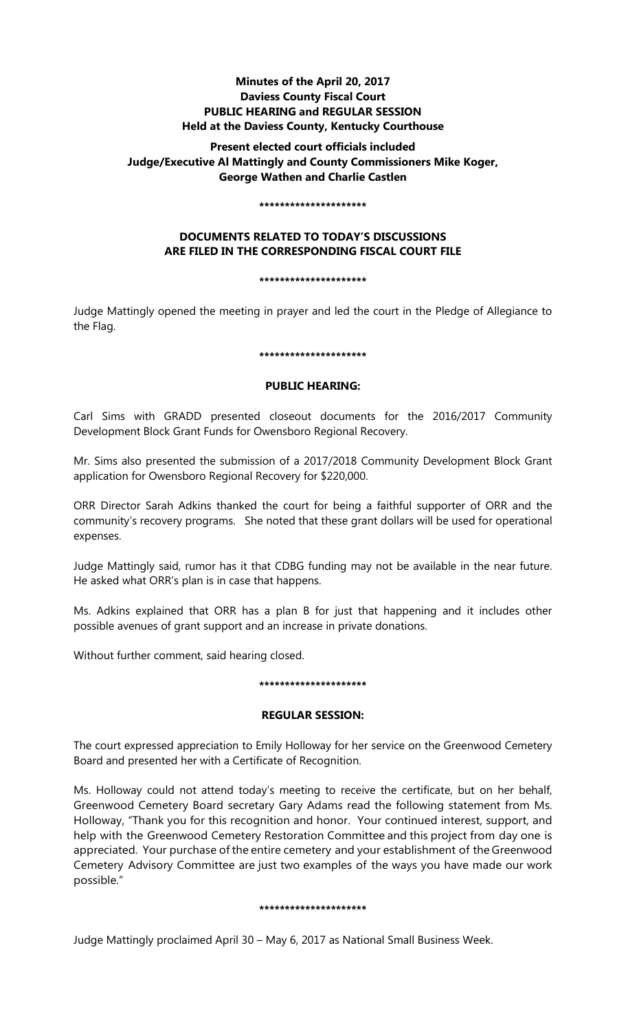**Minutes of the April 20, 2017**
**Daviess County Fiscal Court**
**PUBLIC HEARING and REGULAR SESSION**
**Held at the Daviess County, Kentucky Courthouse**

**Present elected court officials included**
**Judge/Executive Al Mattingly and County Commissioners Mike Koger,**
**George Wathen and Charlie Castlen**

**\*\*\*\*\*\*\*\*\*\*\*\*\*\*\*\*\*\*\*\*\***

**DOCUMENTS RELATED TO TODAY'S DISCUSSIONS**
**ARE FILED IN THE CORRESPONDING FISCAL COURT FILE**

**\*\*\*\*\*\*\*\*\*\*\*\*\*\*\*\*\*\*\*\*\***

Judge Mattingly opened the meeting in prayer and led the court in the Pledge of Allegiance to the Flag.

**\*\*\*\*\*\*\*\*\*\*\*\*\*\*\*\*\*\*\*\*\***

**PUBLIC HEARING:**

Carl Sims with GRADD presented closeout documents for the 2016/2017 Community Development Block Grant Funds for Owensboro Regional Recovery.

Mr. Sims also presented the submission of a 2017/2018 Community Development Block Grant application for Owensboro Regional Recovery for $220,000.

ORR Director Sarah Adkins thanked the court for being a faithful supporter of ORR and the community's recovery programs. She noted that these grant dollars will be used for operational expenses.

Judge Mattingly said, rumor has it that CDBG funding may not be available in the near future. He asked what ORR's plan is in case that happens.

Ms. Adkins explained that ORR has a plan B for just that happening and it includes other possible avenues of grant support and an increase in private donations.

Without further comment, said hearing closed.

**\*\*\*\*\*\*\*\*\*\*\*\*\*\*\*\*\*\*\*\*\***

**REGULAR SESSION:**

The court expressed appreciation to Emily Holloway for her service on the Greenwood Cemetery Board and presented her with a Certificate of Recognition.

Ms. Holloway could not attend today's meeting to receive the certificate, but on her behalf, Greenwood Cemetery Board secretary Gary Adams read the following statement from Ms. Holloway, "Thank you for this recognition and honor. Your continued interest, support, and help with the Greenwood Cemetery Restoration Committee and this project from day one is appreciated. Your purchase of the entire cemetery and your establishment of the Greenwood Cemetery Advisory Committee are just two examples of the ways you have made our work possible."

**\*\*\*\*\*\*\*\*\*\*\*\*\*\*\*\*\*\*\*\*\***

Judge Mattingly proclaimed April 30 – May 6, 2017 as National Small Business Week.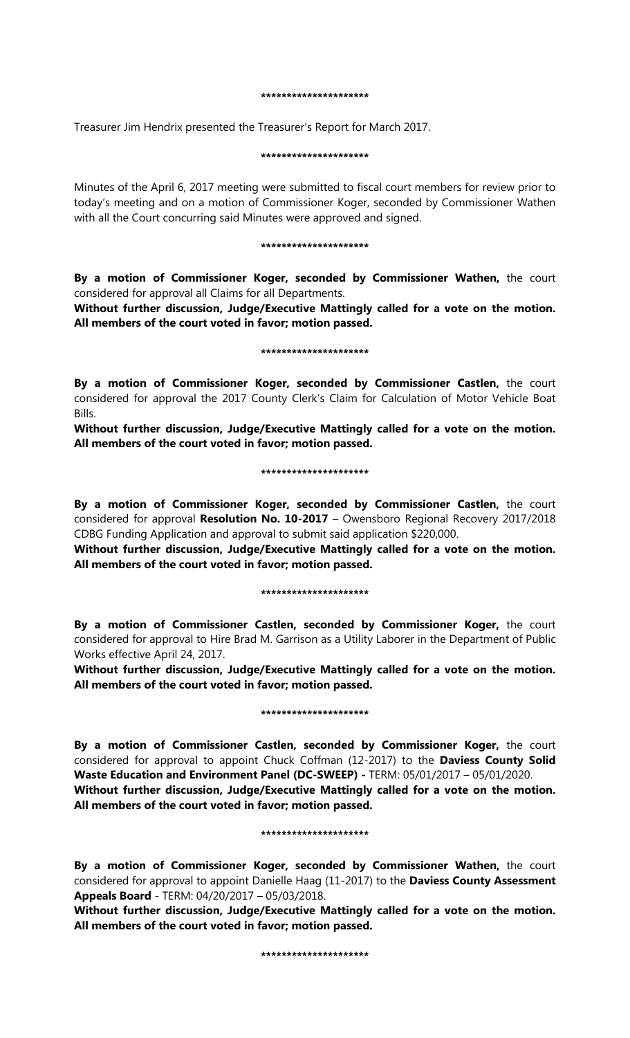*********************

Treasurer Jim Hendrix presented the Treasurer's Report for March 2017.

*********************

Minutes of the April 6, 2017 meeting were submitted to fiscal court members for review prior to today's meeting and on a motion of Commissioner Koger, seconded by Commissioner Wathen with all the Court concurring said Minutes were approved and signed.

*********************

**By a motion of Commissioner Koger, seconded by Commissioner Wathen,** the court considered for approval all Claims for all Departments.
**Without further discussion, Judge/Executive Mattingly called for a vote on the motion. All members of the court voted in favor; motion passed.**

*********************

**By a motion of Commissioner Koger, seconded by Commissioner Castlen,** the court considered for approval the 2017 County Clerk's Claim for Calculation of Motor Vehicle Boat Bills.
**Without further discussion, Judge/Executive Mattingly called for a vote on the motion. All members of the court voted in favor; motion passed.**

*********************

**By a motion of Commissioner Koger, seconded by Commissioner Castlen,** the court considered for approval **Resolution No. 10-2017** – Owensboro Regional Recovery 2017/2018 CDBG Funding Application and approval to submit said application $220,000.
**Without further discussion, Judge/Executive Mattingly called for a vote on the motion. All members of the court voted in favor; motion passed.**

*********************

**By a motion of Commissioner Castlen, seconded by Commissioner Koger,** the court considered for approval to Hire Brad M. Garrison as a Utility Laborer in the Department of Public Works effective April 24, 2017.
**Without further discussion, Judge/Executive Mattingly called for a vote on the motion. All members of the court voted in favor; motion passed.**

*********************

**By a motion of Commissioner Castlen, seconded by Commissioner Koger,** the court considered for approval to appoint Chuck Coffman (12-2017) to the **Daviess County Solid Waste Education and Environment Panel (DC-SWEEP) -** TERM: 05/01/2017 – 05/01/2020.
**Without further discussion, Judge/Executive Mattingly called for a vote on the motion. All members of the court voted in favor; motion passed.**

*********************

**By a motion of Commissioner Koger, seconded by Commissioner Wathen,** the court considered for approval to appoint Danielle Haag (11-2017) to the **Daviess County Assessment Appeals Board** - TERM: 04/20/2017 – 05/03/2018.
**Without further discussion, Judge/Executive Mattingly called for a vote on the motion. All members of the court voted in favor; motion passed.**

*********************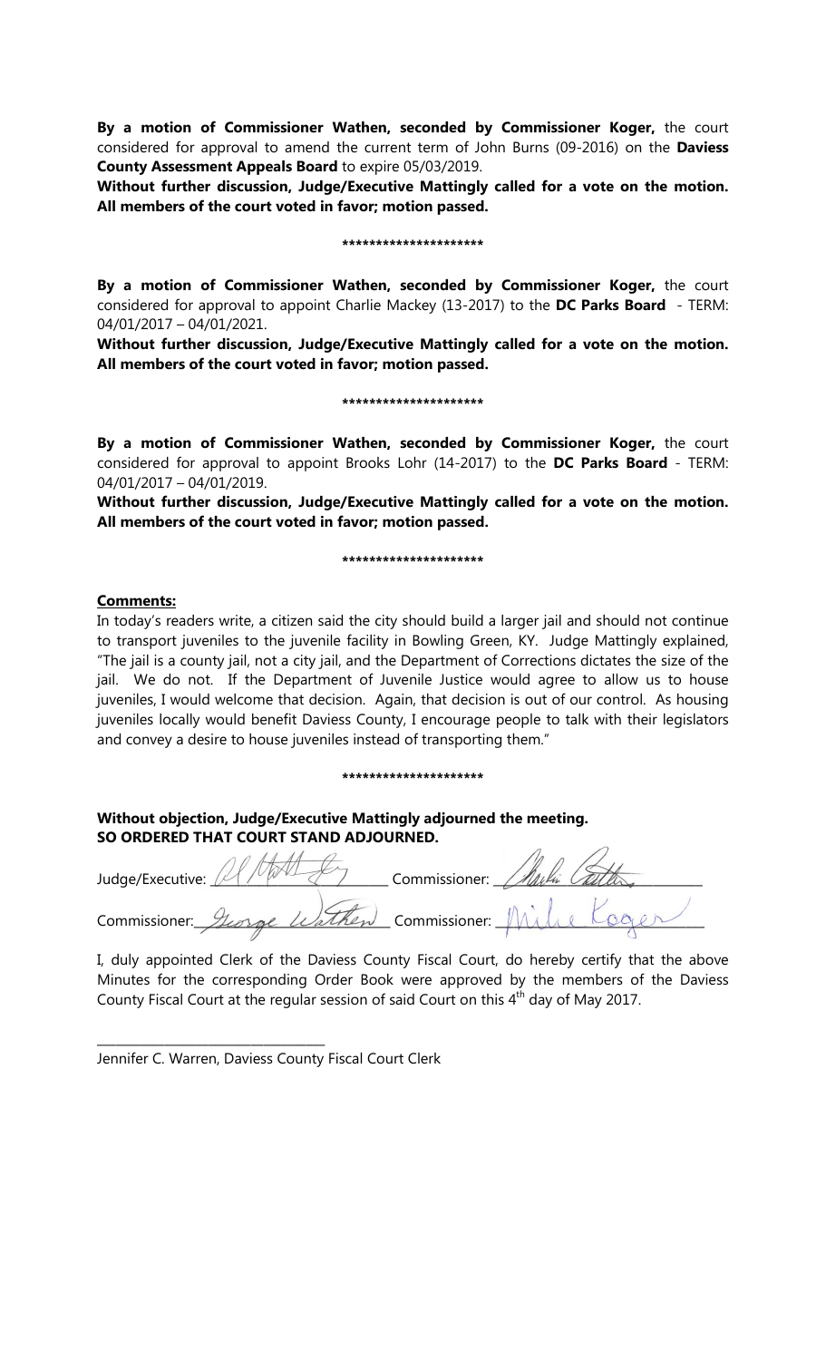**By a motion of Commissioner Wathen, seconded by Commissioner Koger,** the court considered for approval to amend the current term of John Burns (09-2016) on the **Daviess County Assessment Appeals Board** to expire 05/03/2019.

**Without further discussion, Judge/Executive Mattingly called for a vote on the motion. All members of the court voted in favor; motion passed.**

*********************

**By a motion of Commissioner Wathen, seconded by Commissioner Koger,** the court considered for approval to appoint Charlie Mackey (13-2017) to the **DC Parks Board** - TERM: 04/01/2017 – 04/01/2021.

**Without further discussion, Judge/Executive Mattingly called for a vote on the motion. All members of the court voted in favor; motion passed.**

*********************

**By a motion of Commissioner Wathen, seconded by Commissioner Koger,** the court considered for approval to appoint Brooks Lohr (14-2017) to the **DC Parks Board** - TERM: 04/01/2017 – 04/01/2019.

**Without further discussion, Judge/Executive Mattingly called for a vote on the motion. All members of the court voted in favor; motion passed.**

*********************

**Comments:**

In today's readers write, a citizen said the city should build a larger jail and should not continue to transport juveniles to the juvenile facility in Bowling Green, KY. Judge Mattingly explained, "The jail is a county jail, not a city jail, and the Department of Corrections dictates the size of the jail. We do not. If the Department of Juvenile Justice would agree to allow us to house juveniles, I would welcome that decision. Again, that decision is out of our control. As housing juveniles locally would benefit Daviess County, I encourage people to talk with their legislators and convey a desire to house juveniles instead of transporting them."

*********************

**Without objection, Judge/Executive Mattingly adjourned the meeting.**
**SO ORDERED THAT COURT STAND ADJOURNED.**

Judge/Executive: ____________________ Commissioner: ____________________

Commissioner: George Wathen Commissioner: Mike Koger

I, duly appointed Clerk of the Daviess County Fiscal Court, do hereby certify that the above Minutes for the corresponding Order Book were approved by the members of the Daviess County Fiscal Court at the regular session of said Court on this 4th day of May 2017.

____________________________________
Jennifer C. Warren, Daviess County Fiscal Court Clerk